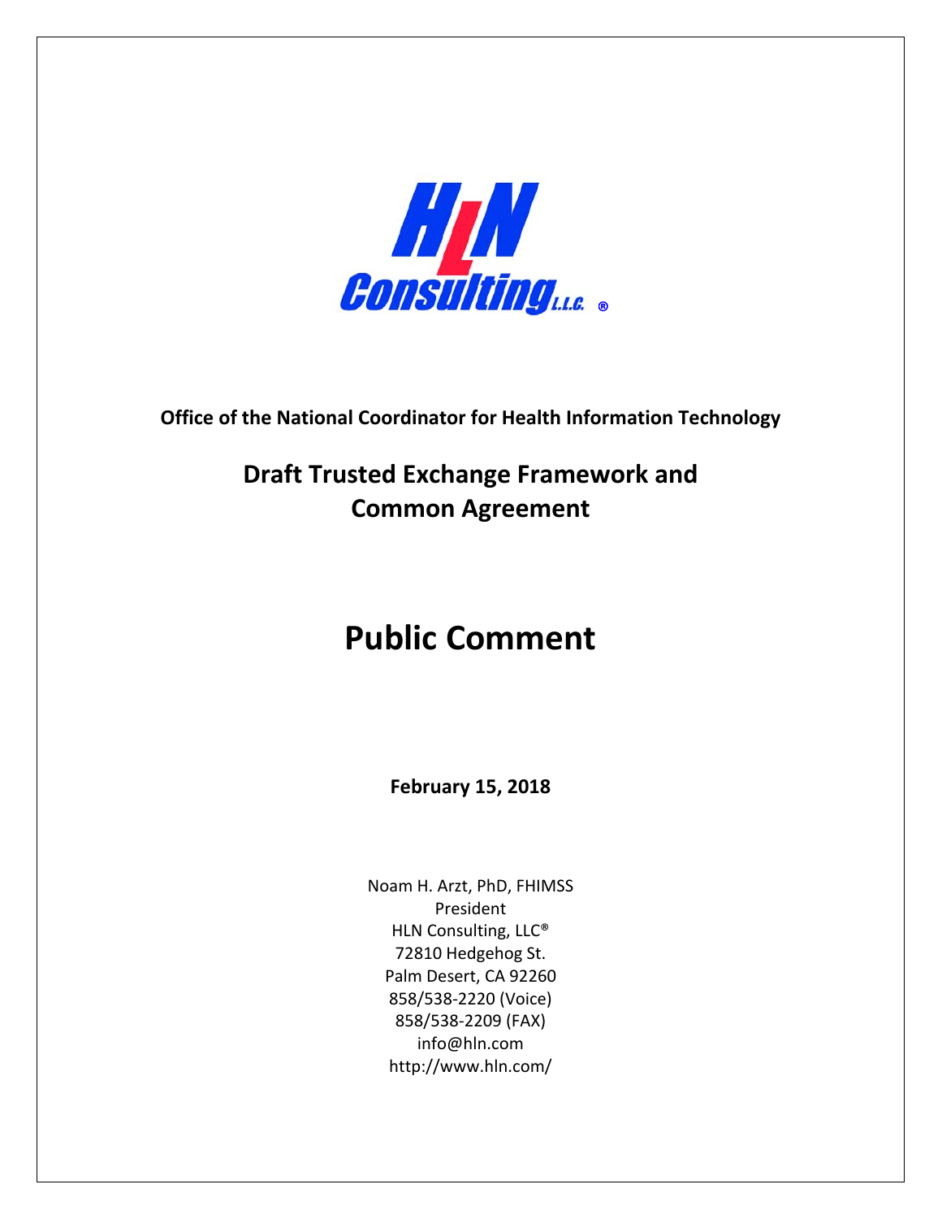**HLN Consulting, L.L.C.®**

**Office of the National Coordinator for Health Information Technology**

## Draft Trusted Exchange Framework and Common Agreement

# Public Comment

**February 15, 2018**

Noam H. Arzt, PhD, FHIMSS
President
HLN Consulting, LLC®
72810 Hedgehog St.
Palm Desert, CA 92260
858/538-2220 (Voice)
858/538-2209 (FAX)
info@hln.com
http://www.hln.com/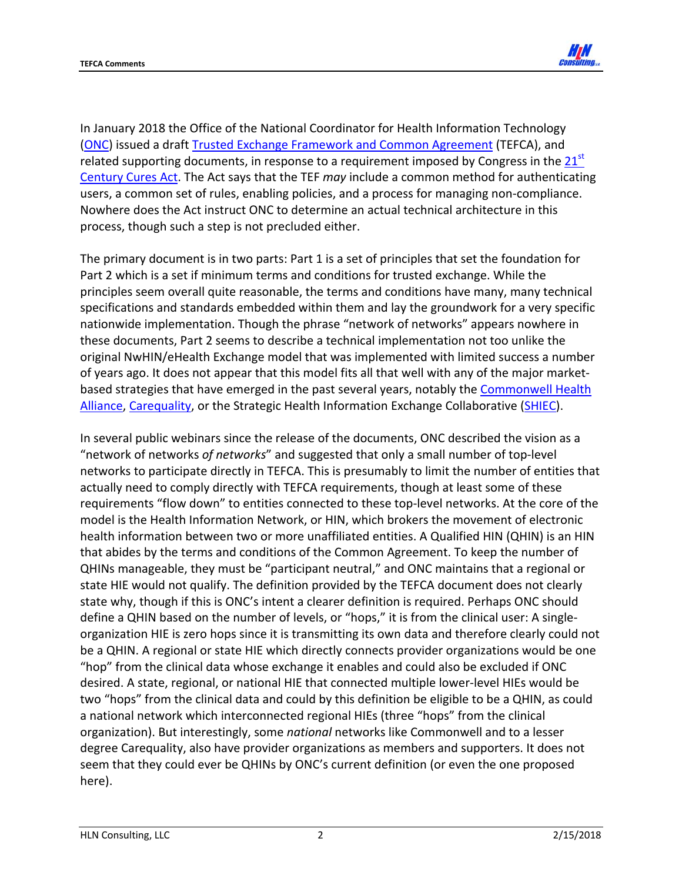In January 2018 the Office of the National Coordinator for Health Information Technology (ONC) issued a draft Trusted Exchange Framework and Common Agreement (TEFCA), and related supporting documents, in response to a requirement imposed by Congress in the 21st Century Cures Act. The Act says that the TEF *may* include a common method for authenticating users, a common set of rules, enabling policies, and a process for managing non-compliance. Nowhere does the Act instruct ONC to determine an actual technical architecture in this process, though such a step is not precluded either.

The primary document is in two parts: Part 1 is a set of principles that set the foundation for Part 2 which is a set if minimum terms and conditions for trusted exchange. While the principles seem overall quite reasonable, the terms and conditions have many, many technical specifications and standards embedded within them and lay the groundwork for a very specific nationwide implementation. Though the phrase "network of networks" appears nowhere in these documents, Part 2 seems to describe a technical implementation not too unlike the original NwHIN/eHealth Exchange model that was implemented with limited success a number of years ago. It does not appear that this model fits all that well with any of the major market-based strategies that have emerged in the past several years, notably the Commonwell Health Alliance, Carequality, or the Strategic Health Information Exchange Collaborative (SHIEC).

In several public webinars since the release of the documents, ONC described the vision as a "network of networks *of networks*" and suggested that only a small number of top-level networks to participate directly in TEFCA. This is presumably to limit the number of entities that actually need to comply directly with TEFCA requirements, though at least some of these requirements "flow down" to entities connected to these top-level networks. At the core of the model is the Health Information Network, or HIN, which brokers the movement of electronic health information between two or more unaffiliated entities. A Qualified HIN (QHIN) is an HIN that abides by the terms and conditions of the Common Agreement. To keep the number of QHINs manageable, they must be "participant neutral," and ONC maintains that a regional or state HIE would not qualify. The definition provided by the TEFCA document does not clearly state why, though if this is ONC's intent a clearer definition is required. Perhaps ONC should define a QHIN based on the number of levels, or "hops," it is from the clinical user: A single-organization HIE is zero hops since it is transmitting its own data and therefore clearly could not be a QHIN. A regional or state HIE which directly connects provider organizations would be one "hop" from the clinical data whose exchange it enables and could also be excluded if ONC desired. A state, regional, or national HIE that connected multiple lower-level HIEs would be two "hops" from the clinical data and could by this definition be eligible to be a QHIN, as could a national network which interconnected regional HIEs (three "hops" from the clinical organization). But interestingly, some *national* networks like Commonwell and to a lesser degree Carequality, also have provider organizations as members and supporters. It does not seem that they could ever be QHINs by ONC's current definition (or even the one proposed here).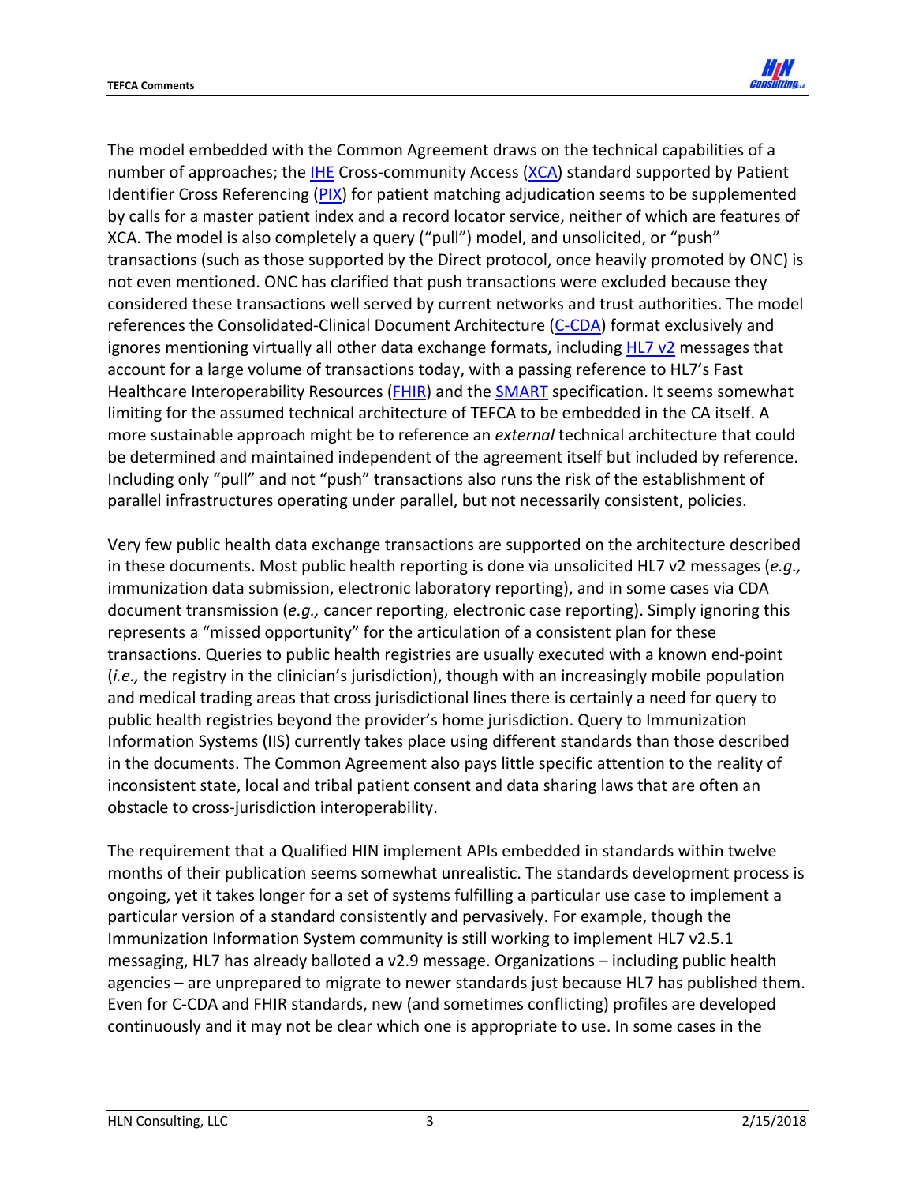The model embedded with the Common Agreement draws on the technical capabilities of a number of approaches; the IHE Cross-community Access (XCA) standard supported by Patient Identifier Cross Referencing (PIX) for patient matching adjudication seems to be supplemented by calls for a master patient index and a record locator service, neither of which are features of XCA. The model is also completely a query ("pull") model, and unsolicited, or "push" transactions (such as those supported by the Direct protocol, once heavily promoted by ONC) is not even mentioned. ONC has clarified that push transactions were excluded because they considered these transactions well served by current networks and trust authorities. The model references the Consolidated-Clinical Document Architecture (C-CDA) format exclusively and ignores mentioning virtually all other data exchange formats, including HL7 v2 messages that account for a large volume of transactions today, with a passing reference to HL7's Fast Healthcare Interoperability Resources (FHIR) and the SMART specification. It seems somewhat limiting for the assumed technical architecture of TEFCA to be embedded in the CA itself. A more sustainable approach might be to reference an *external* technical architecture that could be determined and maintained independent of the agreement itself but included by reference. Including only "pull" and not "push" transactions also runs the risk of the establishment of parallel infrastructures operating under parallel, but not necessarily consistent, policies.

Very few public health data exchange transactions are supported on the architecture described in these documents. Most public health reporting is done via unsolicited HL7 v2 messages (*e.g.,* immunization data submission, electronic laboratory reporting), and in some cases via CDA document transmission (*e.g.,* cancer reporting, electronic case reporting). Simply ignoring this represents a "missed opportunity" for the articulation of a consistent plan for these transactions. Queries to public health registries are usually executed with a known end-point (*i.e.,* the registry in the clinician's jurisdiction), though with an increasingly mobile population and medical trading areas that cross jurisdictional lines there is certainly a need for query to public health registries beyond the provider's home jurisdiction. Query to Immunization Information Systems (IIS) currently takes place using different standards than those described in the documents. The Common Agreement also pays little specific attention to the reality of inconsistent state, local and tribal patient consent and data sharing laws that are often an obstacle to cross-jurisdiction interoperability.

The requirement that a Qualified HIN implement APIs embedded in standards within twelve months of their publication seems somewhat unrealistic. The standards development process is ongoing, yet it takes longer for a set of systems fulfilling a particular use case to implement a particular version of a standard consistently and pervasively. For example, though the Immunization Information System community is still working to implement HL7 v2.5.1 messaging, HL7 has already balloted a v2.9 message. Organizations – including public health agencies – are unprepared to migrate to newer standards just because HL7 has published them. Even for C-CDA and FHIR standards, new (and sometimes conflicting) profiles are developed continuously and it may not be clear which one is appropriate to use. In some cases in the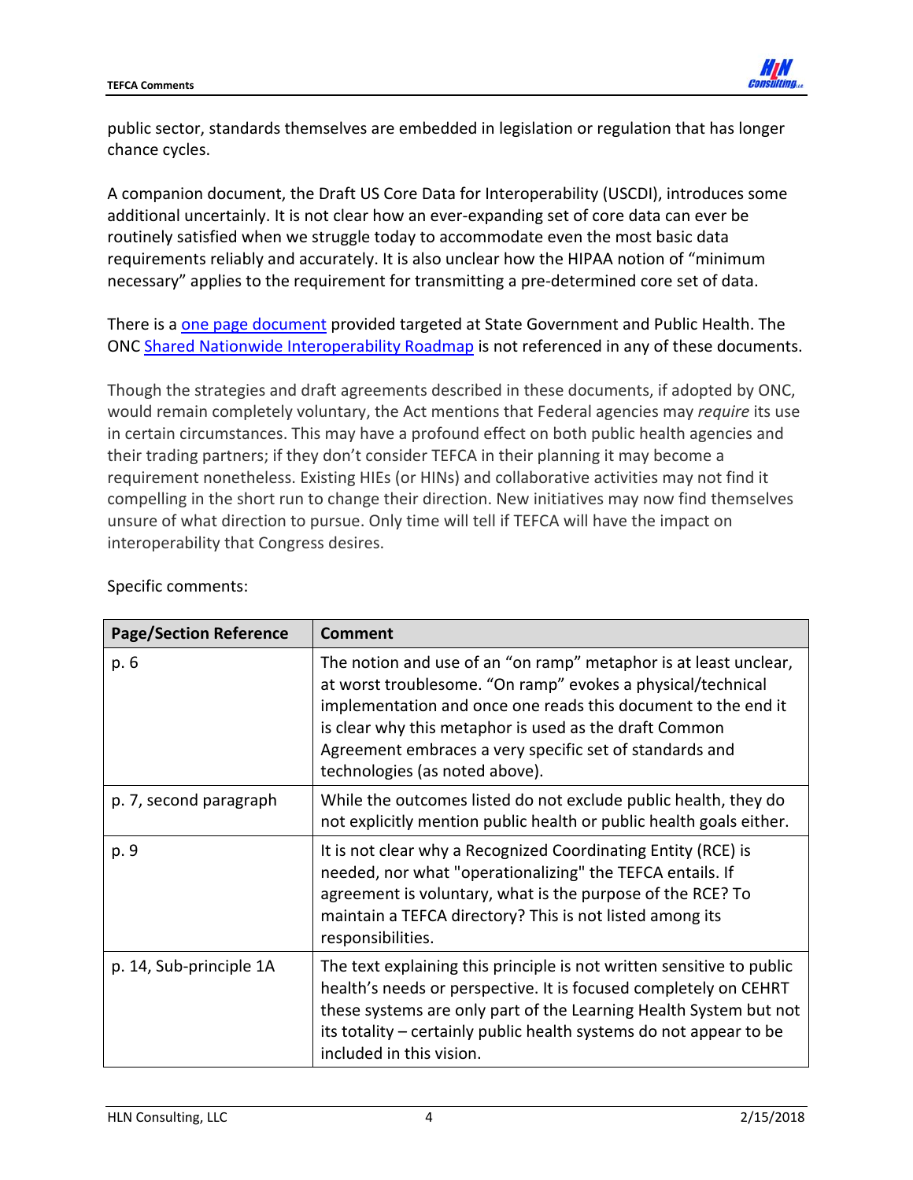public sector, standards themselves are embedded in legislation or regulation that has longer chance cycles.

A companion document, the Draft US Core Data for Interoperability (USCDI), introduces some additional uncertainly. It is not clear how an ever-expanding set of core data can ever be routinely satisfied when we struggle today to accommodate even the most basic data requirements reliably and accurately. It is also unclear how the HIPAA notion of "minimum necessary" applies to the requirement for transmitting a pre-determined core set of data.

There is a one page document provided targeted at State Government and Public Health. The ONC Shared Nationwide Interoperability Roadmap is not referenced in any of these documents.

Though the strategies and draft agreements described in these documents, if adopted by ONC, would remain completely voluntary, the Act mentions that Federal agencies may *require* its use in certain circumstances. This may have a profound effect on both public health agencies and their trading partners; if they don't consider TEFCA in their planning it may become a requirement nonetheless. Existing HIEs (or HINs) and collaborative activities may not find it compelling in the short run to change their direction. New initiatives may now find themselves unsure of what direction to pursue. Only time will tell if TEFCA will have the impact on interoperability that Congress desires.

Specific comments:

| Page/Section Reference | Comment |
| --- | --- |
| p. 6 | The notion and use of an "on ramp" metaphor is at least unclear, at worst troublesome. "On ramp" evokes a physical/technical implementation and once one reads this document to the end it is clear why this metaphor is used as the draft Common Agreement embraces a very specific set of standards and technologies (as noted above). |
| p. 7, second paragraph | While the outcomes listed do not exclude public health, they do not explicitly mention public health or public health goals either. |
| p. 9 | It is not clear why a Recognized Coordinating Entity (RCE) is needed, nor what "operationalizing" the TEFCA entails. If agreement is voluntary, what is the purpose of the RCE? To maintain a TEFCA directory? This is not listed among its responsibilities. |
| p. 14, Sub-principle 1A | The text explaining this principle is not written sensitive to public health's needs or perspective. It is focused completely on CEHRT these systems are only part of the Learning Health System but not its totality – certainly public health systems do not appear to be included in this vision. |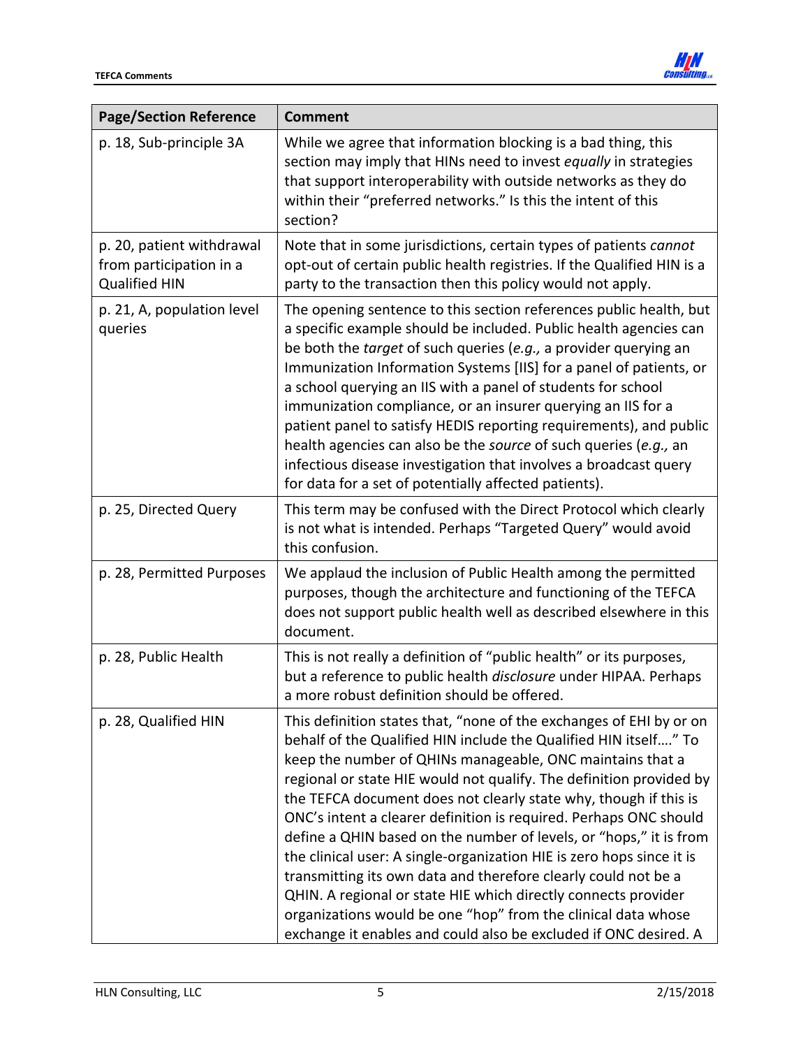| Page/Section Reference | Comment |
|---|---|
| p. 18, Sub-principle 3A | While we agree that information blocking is a bad thing, this section may imply that HINs need to invest *equally* in strategies that support interoperability with outside networks as they do within their "preferred networks." Is this the intent of this section? |
| p. 20, patient withdrawal from participation in a Qualified HIN | Note that in some jurisdictions, certain types of patients *cannot* opt-out of certain public health registries. If the Qualified HIN is a party to the transaction then this policy would not apply. |
| p. 21, A, population level queries | The opening sentence to this section references public health, but a specific example should be included. Public health agencies can be both the *target* of such queries (*e.g.,* a provider querying an Immunization Information Systems [IIS] for a panel of patients, or a school querying an IIS with a panel of students for school immunization compliance, or an insurer querying an IIS for a patient panel to satisfy HEDIS reporting requirements), and public health agencies can also be the *source* of such queries (*e.g.,* an infectious disease investigation that involves a broadcast query for data for a set of potentially affected patients). |
| p. 25, Directed Query | This term may be confused with the Direct Protocol which clearly is not what is intended. Perhaps "Targeted Query" would avoid this confusion. |
| p. 28, Permitted Purposes | We applaud the inclusion of Public Health among the permitted purposes, though the architecture and functioning of the TEFCA does not support public health well as described elsewhere in this document. |
| p. 28, Public Health | This is not really a definition of "public health" or its purposes, but a reference to public health *disclosure* under HIPAA. Perhaps a more robust definition should be offered. |
| p. 28, Qualified HIN | This definition states that, "none of the exchanges of EHI by or on behalf of the Qualified HIN include the Qualified HIN itself…." To keep the number of QHINs manageable, ONC maintains that a regional or state HIE would not qualify. The definition provided by the TEFCA document does not clearly state why, though if this is ONC's intent a clearer definition is required. Perhaps ONC should define a QHIN based on the number of levels, or "hops," it is from the clinical user: A single-organization HIE is zero hops since it is transmitting its own data and therefore clearly could not be a QHIN. A regional or state HIE which directly connects provider organizations would be one "hop" from the clinical data whose exchange it enables and could also be excluded if ONC desired. A |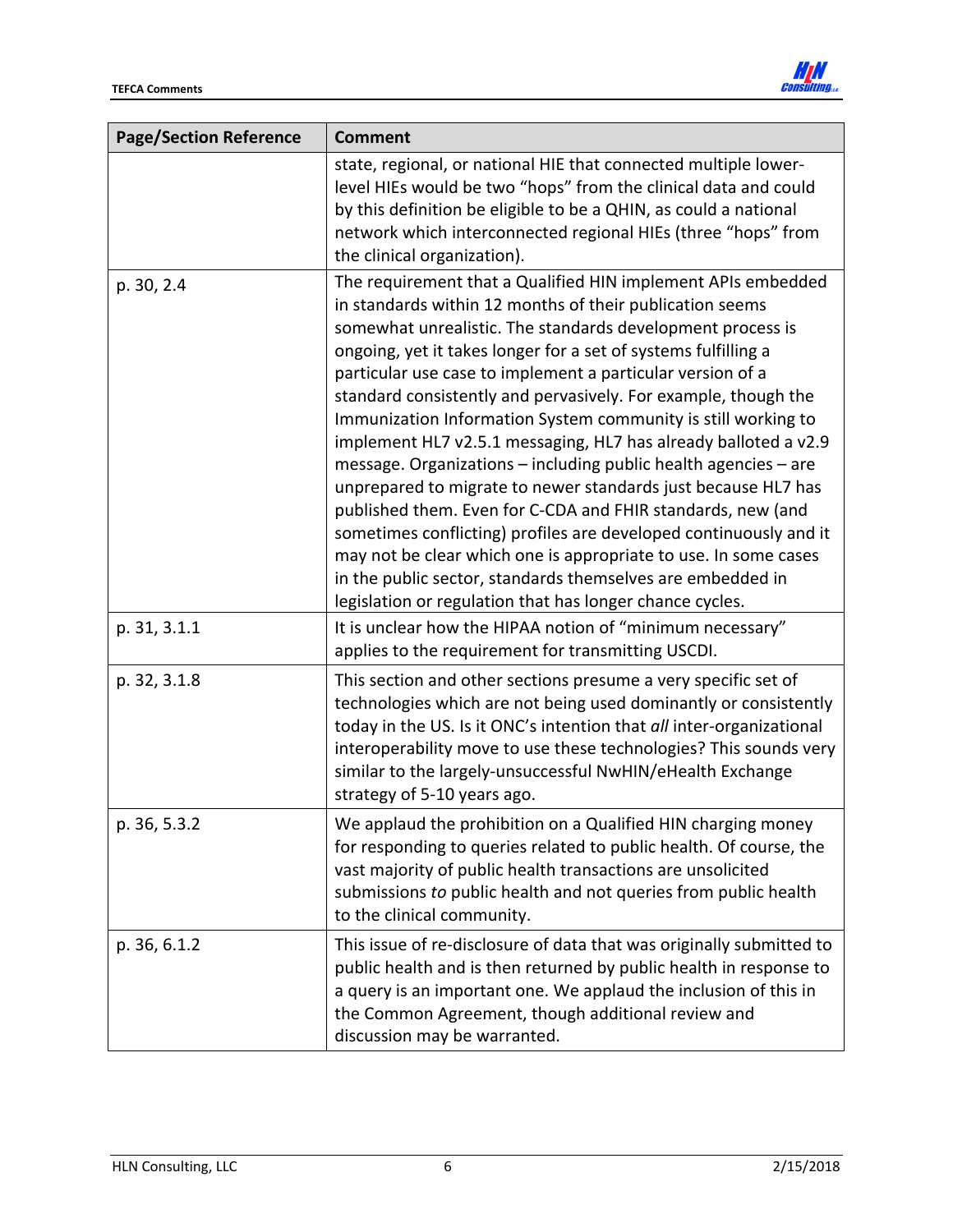| Page/Section Reference | Comment |
|---|---|
| | state, regional, or national HIE that connected multiple lower-level HIEs would be two "hops" from the clinical data and could by this definition be eligible to be a QHIN, as could a national network which interconnected regional HIEs (three "hops" from the clinical organization). |
| p. 30, 2.4 | The requirement that a Qualified HIN implement APIs embedded in standards within 12 months of their publication seems somewhat unrealistic. The standards development process is ongoing, yet it takes longer for a set of systems fulfilling a particular use case to implement a particular version of a standard consistently and pervasively. For example, though the Immunization Information System community is still working to implement HL7 v2.5.1 messaging, HL7 has already balloted a v2.9 message. Organizations – including public health agencies – are unprepared to migrate to newer standards just because HL7 has published them. Even for C-CDA and FHIR standards, new (and sometimes conflicting) profiles are developed continuously and it may not be clear which one is appropriate to use. In some cases in the public sector, standards themselves are embedded in legislation or regulation that has longer chance cycles. |
| p. 31, 3.1.1 | It is unclear how the HIPAA notion of "minimum necessary" applies to the requirement for transmitting USCDI. |
| p. 32, 3.1.8 | This section and other sections presume a very specific set of technologies which are not being used dominantly or consistently today in the US. Is it ONC's intention that *all* inter-organizational interoperability move to use these technologies? This sounds very similar to the largely-unsuccessful NwHIN/eHealth Exchange strategy of 5-10 years ago. |
| p. 36, 5.3.2 | We applaud the prohibition on a Qualified HIN charging money for responding to queries related to public health. Of course, the vast majority of public health transactions are unsolicited submissions *to* public health and not queries from public health to the clinical community. |
| p. 36, 6.1.2 | This issue of re-disclosure of data that was originally submitted to public health and is then returned by public health in response to a query is an important one. We applaud the inclusion of this in the Common Agreement, though additional review and discussion may be warranted. |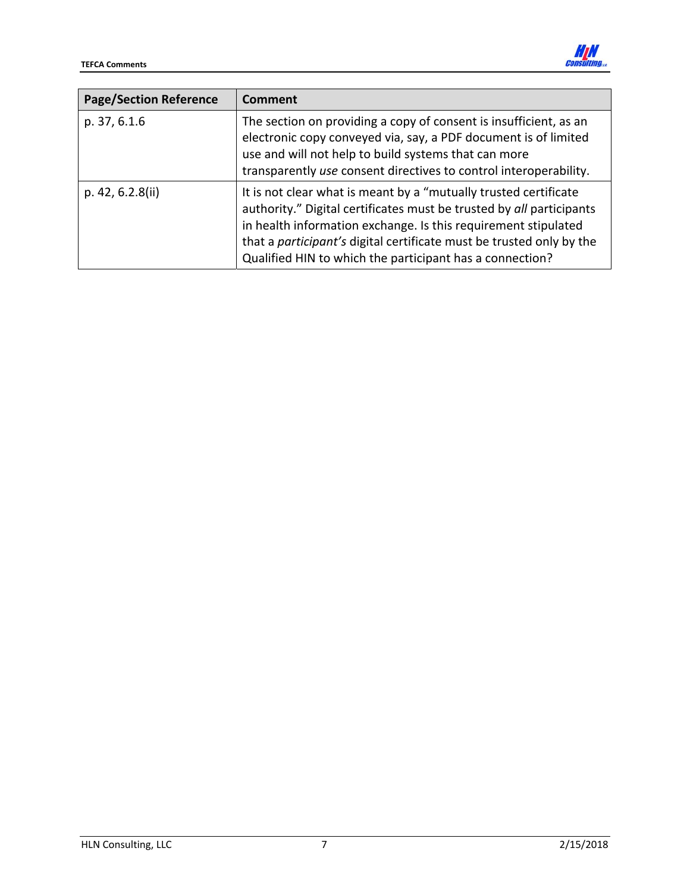| Page/Section Reference | Comment |
|---|---|
| p. 37, 6.1.6 | The section on providing a copy of consent is insufficient, as an electronic copy conveyed via, say, a PDF document is of limited use and will not help to build systems that can more transparently *use* consent directives to control interoperability. |
| p. 42, 6.2.8(ii) | It is not clear what is meant by a “mutually trusted certificate authority.” Digital certificates must be trusted by *all* participants in health information exchange. Is this requirement stipulated that a *participant’s* digital certificate must be trusted only by the Qualified HIN to which the participant has a connection? |